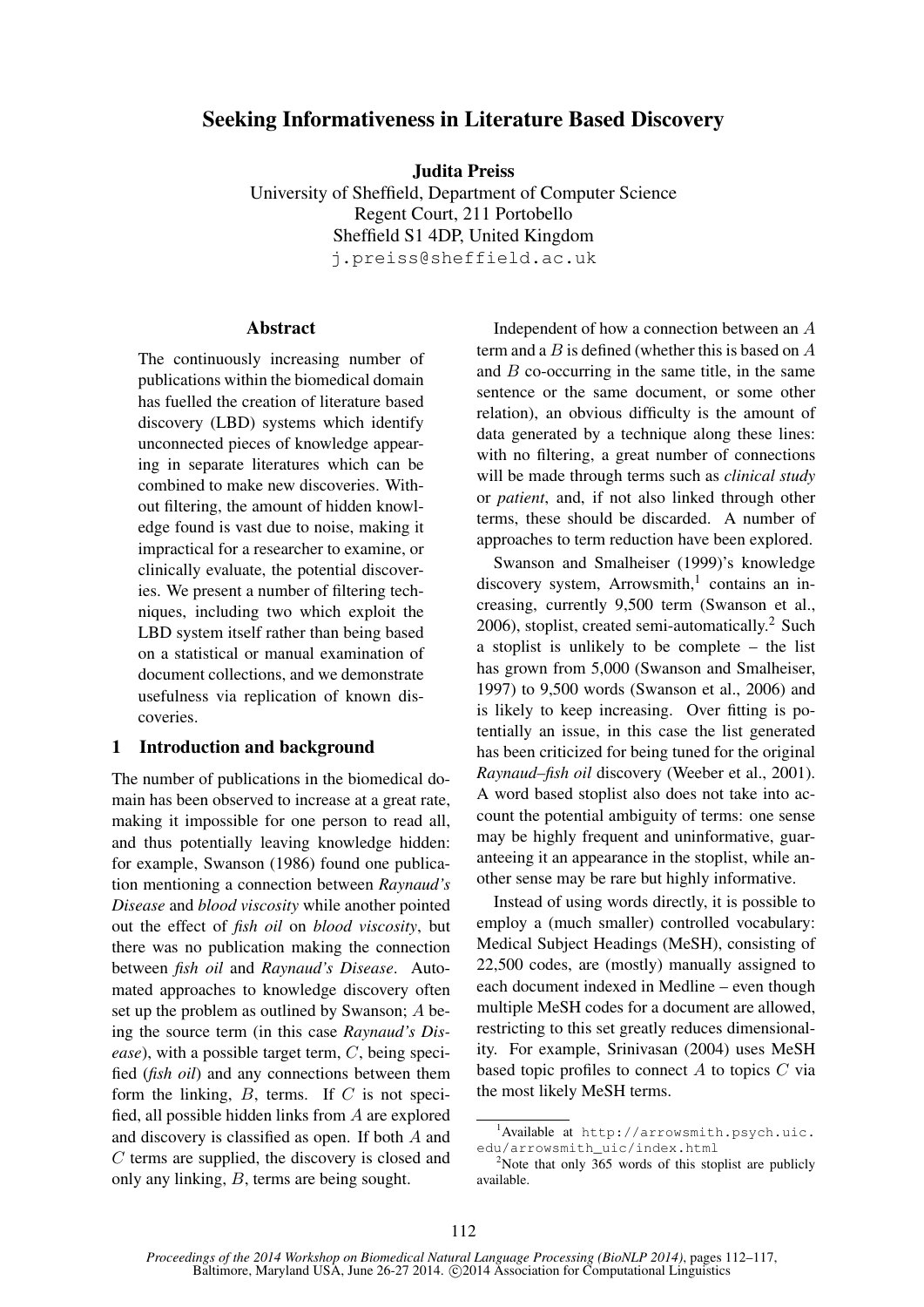# Seeking Informativeness in Literature Based Discovery

**Judita Preiss**
University of Sheffield, Department of Computer Science
Regent Court, 211 Portobello
Sheffield S1 4DP, United Kingdom
j.preiss@sheffield.ac.uk

## Abstract

The continuously increasing number of publications within the biomedical domain has fuelled the creation of literature based discovery (LBD) systems which identify unconnected pieces of knowledge appearing in separate literatures which can be combined to make new discoveries. Without filtering, the amount of hidden knowledge found is vast due to noise, making it impractical for a researcher to examine, or clinically evaluate, the potential discoveries. We present a number of filtering techniques, including two which exploit the LBD system itself rather than being based on a statistical or manual examination of document collections, and we demonstrate usefulness via replication of known discoveries.

## 1 Introduction and background

The number of publications in the biomedical domain has been observed to increase at a great rate, making it impossible for one person to read all, and thus potentially leaving knowledge hidden: for example, Swanson (1986) found one publication mentioning a connection between *Raynaud's Disease* and *blood viscosity* while another pointed out the effect of *fish oil* on *blood viscosity*, but there was no publication making the connection between *fish oil* and *Raynaud's Disease*. Automated approaches to knowledge discovery often set up the problem as outlined by Swanson; $A$ being the source term (in this case *Raynaud's Disease*), with a possible target term, $C$, being specified (*fish oil*) and any connections between them form the linking, $B$, terms. If $C$ is not specified, all possible hidden links from $A$ are explored and discovery is classified as open. If both $A$ and $C$ terms are supplied, the discovery is closed and only any linking, $B$, terms are being sought.

Independent of how a connection between an $A$ term and a $B$ is defined (whether this is based on $A$ and $B$ co-occurring in the same title, in the same sentence or the same document, or some other relation), an obvious difficulty is the amount of data generated by a technique along these lines: with no filtering, a great number of connections will be made through terms such as *clinical study* or *patient*, and, if not also linked through other terms, these should be discarded. A number of approaches to term reduction have been explored.

Swanson and Smalheiser (1999)'s knowledge discovery system, Arrowsmith,[1] contains an increasing, currently 9,500 term (Swanson et al., 2006), stoplist, created semi-automatically.[2] Such a stoplist is unlikely to be complete – the list has grown from 5,000 (Swanson and Smalheiser, 1997) to 9,500 words (Swanson et al., 2006) and is likely to keep increasing. Over fitting is potentially an issue, in this case the list generated has been criticized for being tuned for the original *Raynaud–fish oil* discovery (Weeber et al., 2001). A word based stoplist also does not take into account the potential ambiguity of terms: one sense may be highly frequent and uninformative, guaranteeing it an appearance in the stoplist, while another sense may be rare but highly informative.

Instead of using words directly, it is possible to employ a (much smaller) controlled vocabulary: Medical Subject Headings (MeSH), consisting of 22,500 codes, are (mostly) manually assigned to each document indexed in Medline – even though multiple MeSH codes for a document are allowed, restricting to this set greatly reduces dimensionality. For example, Srinivasan (2004) uses MeSH based topic profiles to connect $A$ to topics $C$ via the most likely MeSH terms.

[1] Available at http://arrowsmith.psych.uic.edu/arrowsmith_uic/index.html

[2] Note that only 365 words of this stoplist are publicly available.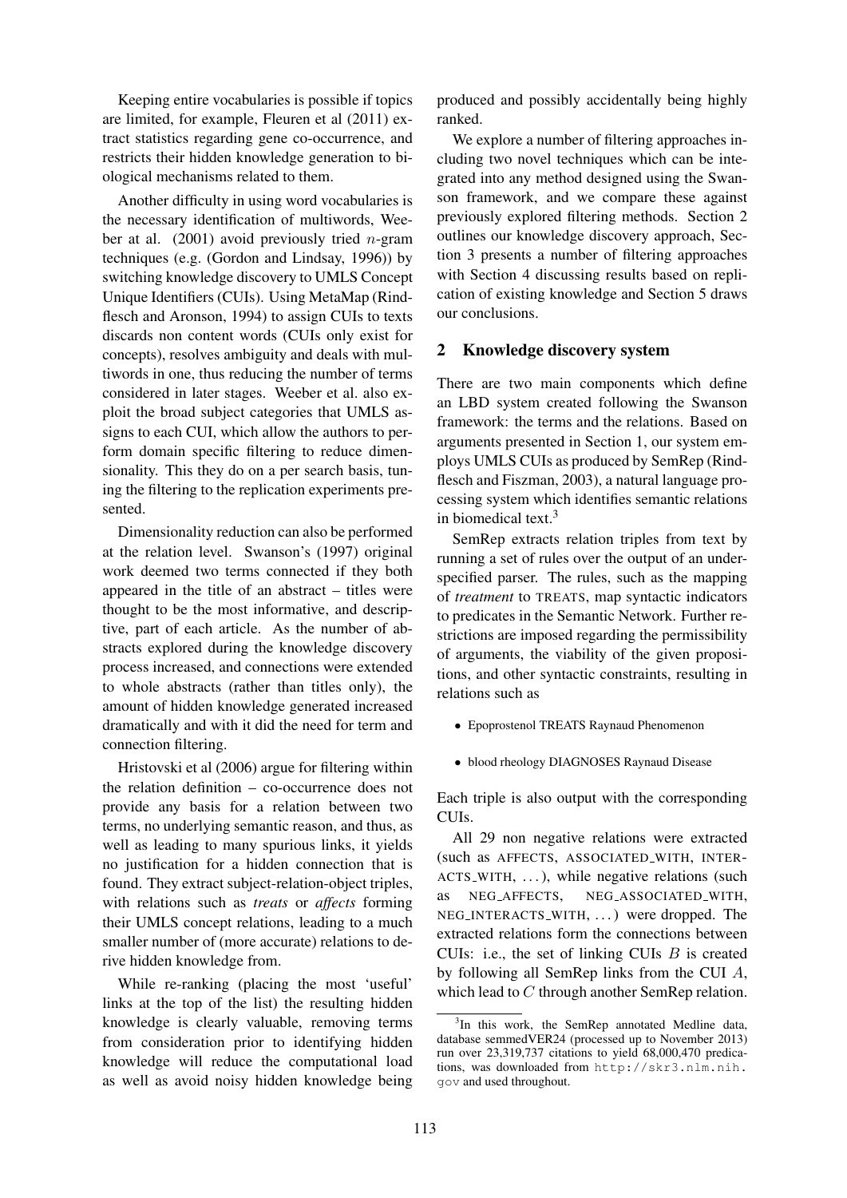Keeping entire vocabularies is possible if topics are limited, for example, Fleuren et al (2011) extract statistics regarding gene co-occurrence, and restricts their hidden knowledge generation to biological mechanisms related to them.

Another difficulty in using word vocabularies is the necessary identification of multiwords, Weeber at al. (2001) avoid previously tried $n$-gram techniques (e.g. (Gordon and Lindsay, 1996)) by switching knowledge discovery to UMLS Concept Unique Identifiers (CUIs). Using MetaMap (Rindflesch and Aronson, 1994) to assign CUIs to texts discards non content words (CUIs only exist for concepts), resolves ambiguity and deals with multiwords in one, thus reducing the number of terms considered in later stages. Weeber et al. also exploit the broad subject categories that UMLS assigns to each CUI, which allow the authors to perform domain specific filtering to reduce dimensionality. This they do on a per search basis, tuning the filtering to the replication experiments presented.

Dimensionality reduction can also be performed at the relation level. Swanson's (1997) original work deemed two terms connected if they both appeared in the title of an abstract – titles were thought to be the most informative, and descriptive, part of each article. As the number of abstracts explored during the knowledge discovery process increased, and connections were extended to whole abstracts (rather than titles only), the amount of hidden knowledge generated increased dramatically and with it did the need for term and connection filtering.

Hristovski et al (2006) argue for filtering within the relation definition – co-occurrence does not provide any basis for a relation between two terms, no underlying semantic reason, and thus, as well as leading to many spurious links, it yields no justification for a hidden connection that is found. They extract subject-relation-object triples, with relations such as *treats* or *affects* forming their UMLS concept relations, leading to a much smaller number of (more accurate) relations to derive hidden knowledge from.

While re-ranking (placing the most 'useful' links at the top of the list) the resulting hidden knowledge is clearly valuable, removing terms from consideration prior to identifying hidden knowledge will reduce the computational load as well as avoid noisy hidden knowledge being produced and possibly accidentally being highly ranked.

We explore a number of filtering approaches including two novel techniques which can be integrated into any method designed using the Swanson framework, and we compare these against previously explored filtering methods. Section 2 outlines our knowledge discovery approach, Section 3 presents a number of filtering approaches with Section 4 discussing results based on replication of existing knowledge and Section 5 draws our conclusions.

## 2 Knowledge discovery system

There are two main components which define an LBD system created following the Swanson framework: the terms and the relations. Based on arguments presented in Section 1, our system employs UMLS CUIs as produced by SemRep (Rindflesch and Fiszman, 2003), a natural language processing system which identifies semantic relations in biomedical text.[3]

SemRep extracts relation triples from text by running a set of rules over the output of an underspecified parser. The rules, such as the mapping of *treatment* to TREATS, map syntactic indicators to predicates in the Semantic Network. Further restrictions are imposed regarding the permissibility of arguments, the viability of the given propositions, and other syntactic constraints, resulting in relations such as

- Epoprostenol TREATS Raynaud Phenomenon
- blood rheology DIAGNOSES Raynaud Disease

Each triple is also output with the corresponding CUIs.

All 29 non negative relations were extracted (such as AFFECTS, ASSOCIATED_WITH, INTERACTS_WITH, ...), while negative relations (such as NEG_AFFECTS, NEG_ASSOCIATED_WITH, NEG_INTERACTS_WITH, ...) were dropped. The extracted relations form the connections between CUIs: i.e., the set of linking CUIs $B$ is created by following all SemRep links from the CUI $A$, which lead to $C$ through another SemRep relation.

[3] In this work, the SemRep annotated Medline data, database semmedVER24 (processed up to November 2013) run over 23,319,737 citations to yield 68,000,470 predications, was downloaded from http://skr3.nlm.nih.gov and used throughout.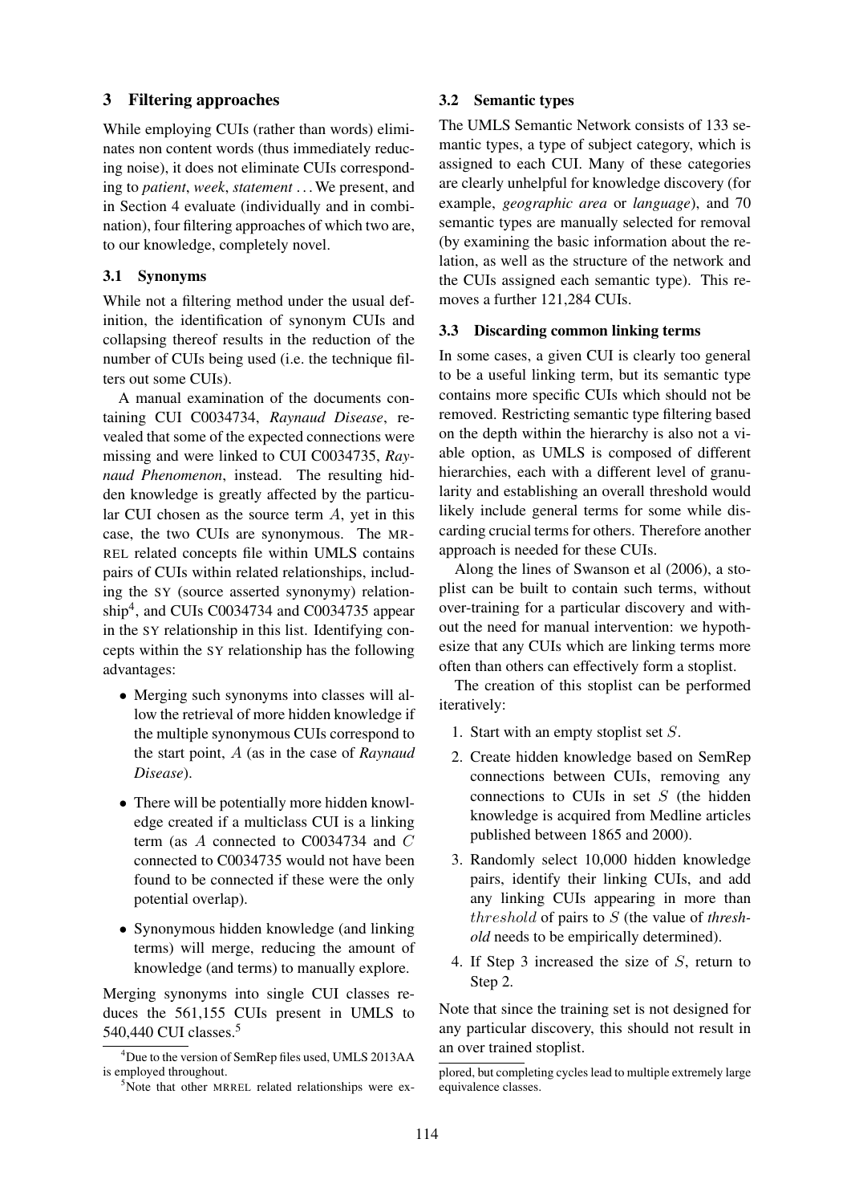## 3 Filtering approaches

While employing CUIs (rather than words) eliminates non content words (thus immediately reducing noise), it does not eliminate CUIs corresponding to *patient*, *week*, *statement* ... We present, and in Section 4 evaluate (individually and in combination), four filtering approaches of which two are, to our knowledge, completely novel.

### 3.1 Synonyms

While not a filtering method under the usual definition, the identification of synonym CUIs and collapsing thereof results in the reduction of the number of CUIs being used (i.e. the technique filters out some CUIs).

A manual examination of the documents containing CUI C0034734, *Raynaud Disease*, revealed that some of the expected connections were missing and were linked to CUI C0034735, *Raynaud Phenomenon*, instead. The resulting hidden knowledge is greatly affected by the particular CUI chosen as the source term $A$, yet in this case, the two CUIs are synonymous. The MRREL related concepts file within UMLS contains pairs of CUIs within related relationships, including the SY (source asserted synonymy) relationship[4], and CUIs C0034734 and C0034735 appear in the SY relationship in this list. Identifying concepts within the SY relationship has the following advantages:

- Merging such synonyms into classes will allow the retrieval of more hidden knowledge if the multiple synonymous CUIs correspond to the start point, $A$ (as in the case of *Raynaud Disease*).
- There will be potentially more hidden knowledge created if a multiclass CUI is a linking term (as $A$ connected to C0034734 and $C$ connected to C0034735 would not have been found to be connected if these were the only potential overlap).
- Synonymous hidden knowledge (and linking terms) will merge, reducing the amount of knowledge (and terms) to manually explore.

Merging synonyms into single CUI classes reduces the 561,155 CUIs present in UMLS to 540,440 CUI classes.[5]

### 3.2 Semantic types

The UMLS Semantic Network consists of 133 semantic types, a type of subject category, which is assigned to each CUI. Many of these categories are clearly unhelpful for knowledge discovery (for example, *geographic area* or *language*), and 70 semantic types are manually selected for removal (by examining the basic information about the relation, as well as the structure of the network and the CUIs assigned each semantic type). This removes a further 121,284 CUIs.

### 3.3 Discarding common linking terms

In some cases, a given CUI is clearly too general to be a useful linking term, but its semantic type contains more specific CUIs which should not be removed. Restricting semantic type filtering based on the depth within the hierarchy is also not a viable option, as UMLS is composed of different hierarchies, each with a different level of granularity and establishing an overall threshold would likely include general terms for some while discarding crucial terms for others. Therefore another approach is needed for these CUIs.

Along the lines of Swanson et al (2006), a stoplist can be built to contain such terms, without over-training for a particular discovery and without the need for manual intervention: we hypothesize that any CUIs which are linking terms more often than others can effectively form a stoplist.

The creation of this stoplist can be performed iteratively:

1. Start with an empty stoplist set $S$.
2. Create hidden knowledge based on SemRep connections between CUIs, removing any connections to CUIs in set $S$ (the hidden knowledge is acquired from Medline articles published between 1865 and 2000).
3. Randomly select 10,000 hidden knowledge pairs, identify their linking CUIs, and add any linking CUIs appearing in more than $threshold$ of pairs to $S$ (the value of *threshold* needs to be empirically determined).
4. If Step 3 increased the size of $S$, return to Step 2.

Note that since the training set is not designed for any particular discovery, this should not result in an over trained stoplist.

[4] Due to the version of SemRep files used, UMLS 2013AA is employed throughout.

[5] Note that other MRREL related relationships were explored, but completing cycles lead to multiple extremely large equivalence classes.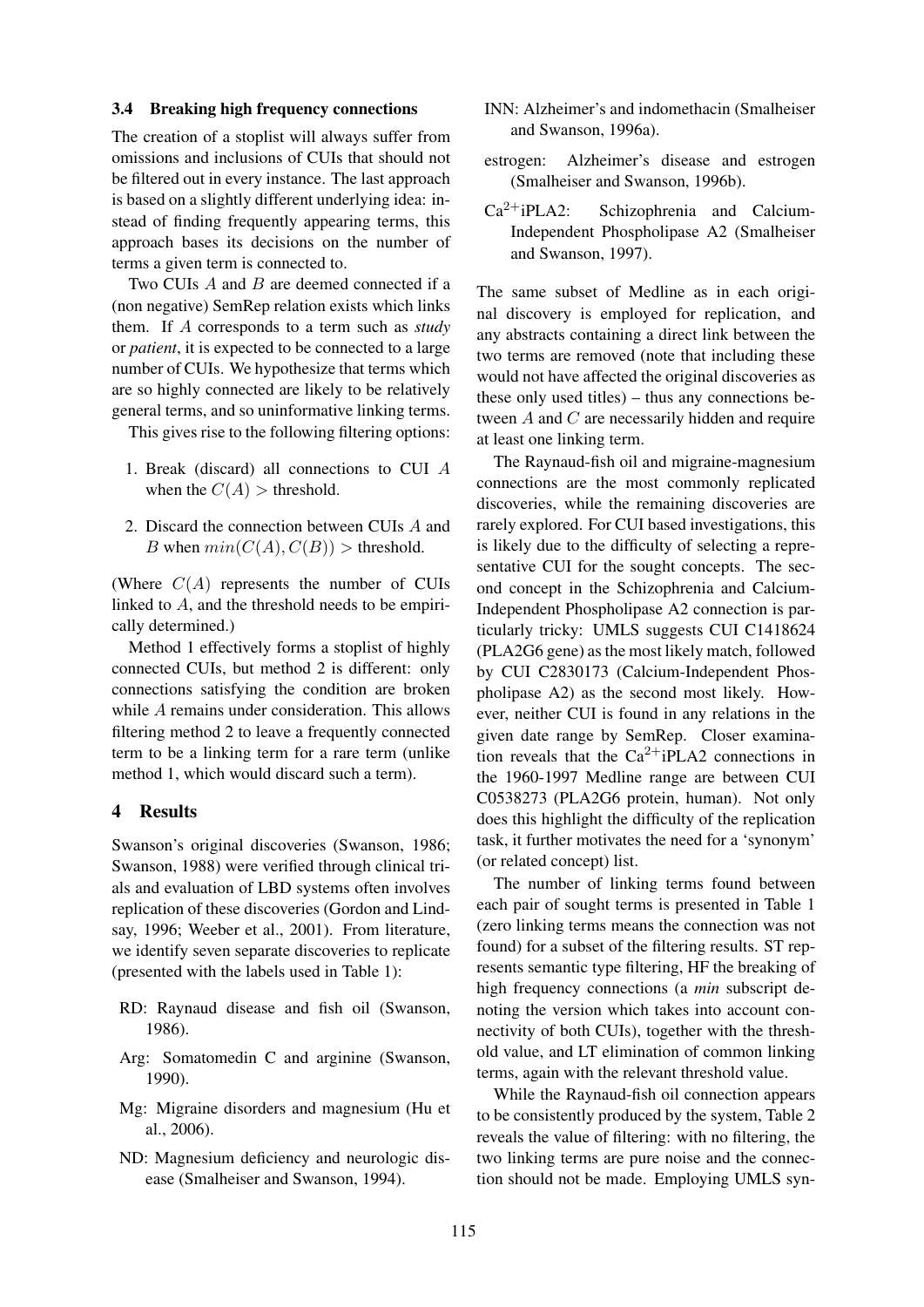### 3.4 Breaking high frequency connections

The creation of a stoplist will always suffer from omissions and inclusions of CUIs that should not be filtered out in every instance. The last approach is based on a slightly different underlying idea: instead of finding frequently appearing terms, this approach bases its decisions on the number of terms a given term is connected to.

Two CUIs $A$ and $B$ are deemed connected if a (non negative) SemRep relation exists which links them. If $A$ corresponds to a term such as *study* or *patient*, it is expected to be connected to a large number of CUIs. We hypothesize that terms which are so highly connected are likely to be relatively general terms, and so uninformative linking terms.

This gives rise to the following filtering options:

1. Break (discard) all connections to CUI $A$ when the $C(A) >$ threshold.
2. Discard the connection between CUIs $A$ and $B$ when $min(C(A), C(B)) >$ threshold.

(Where $C(A)$ represents the number of CUIs linked to $A$, and the threshold needs to be empirically determined.)

Method 1 effectively forms a stoplist of highly connected CUIs, but method 2 is different: only connections satisfying the condition are broken while $A$ remains under consideration. This allows filtering method 2 to leave a frequently connected term to be a linking term for a rare term (unlike method 1, which would discard such a term).

## 4 Results

Swanson's original discoveries (Swanson, 1986; Swanson, 1988) were verified through clinical trials and evaluation of LBD systems often involves replication of these discoveries (Gordon and Lindsay, 1996; Weeber et al., 2001). From literature, we identify seven separate discoveries to replicate (presented with the labels used in Table 1):

- RD: Raynaud disease and fish oil (Swanson, 1986).
- Arg: Somatomedin C and arginine (Swanson, 1990).
- Mg: Migraine disorders and magnesium (Hu et al., 2006).
- ND: Magnesium deficiency and neurologic disease (Smalheiser and Swanson, 1994).
- INN: Alzheimer's and indomethacin (Smalheiser and Swanson, 1996a).
- estrogen: Alzheimer's disease and estrogen (Smalheiser and Swanson, 1996b).
- $Ca^{2+}$iPLA2: Schizophrenia and Calcium-Independent Phospholipase A2 (Smalheiser and Swanson, 1997).

The same subset of Medline as in each original discovery is employed for replication, and any abstracts containing a direct link between the two terms are removed (note that including these would not have affected the original discoveries as these only used titles) – thus any connections between $A$ and $C$ are necessarily hidden and require at least one linking term.

The Raynaud-fish oil and migraine-magnesium connections are the most commonly replicated discoveries, while the remaining discoveries are rarely explored. For CUI based investigations, this is likely due to the difficulty of selecting a representative CUI for the sought concepts. The second concept in the Schizophrenia and Calcium-Independent Phospholipase A2 connection is particularly tricky: UMLS suggests CUI C1418624 (PLA2G6 gene) as the most likely match, followed by CUI C2830173 (Calcium-Independent Phospholipase A2) as the second most likely. However, neither CUI is found in any relations in the given date range by SemRep. Closer examination reveals that the $Ca^{2+}$iPLA2 connections in the 1960-1997 Medline range are between CUI C0538273 (PLA2G6 protein, human). Not only does this highlight the difficulty of the replication task, it further motivates the need for a 'synonym' (or related concept) list.

The number of linking terms found between each pair of sought terms is presented in Table 1 (zero linking terms means the connection was not found) for a subset of the filtering results. ST represents semantic type filtering, HF the breaking of high frequency connections (a *min* subscript denoting the version which takes into account connectivity of both CUIs), together with the threshold value, and LT elimination of common linking terms, again with the relevant threshold value.

While the Raynaud-fish oil connection appears to be consistently produced by the system, Table 2 reveals the value of filtering: with no filtering, the two linking terms are pure noise and the connection should not be made. Employing UMLS syn-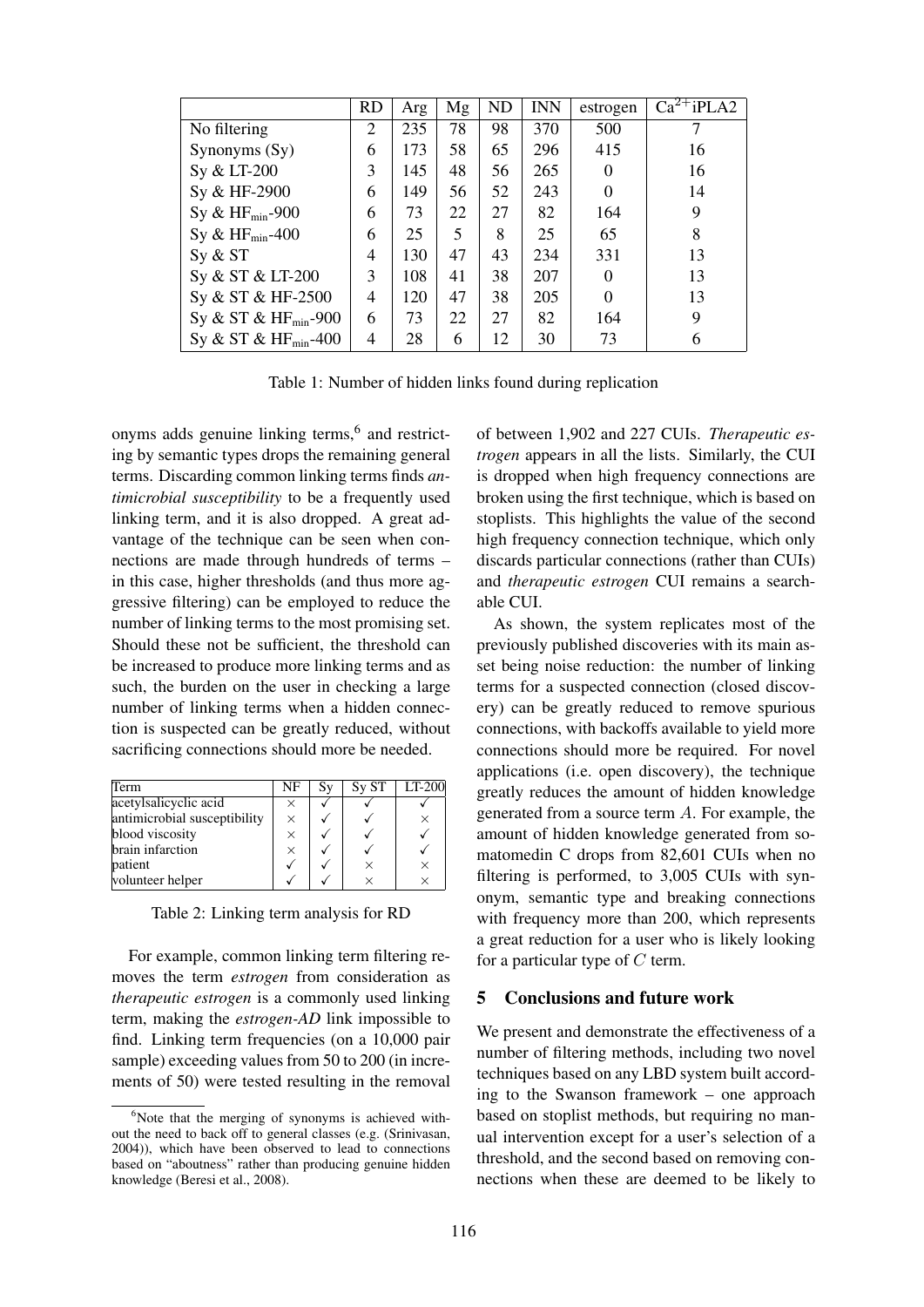|  | RD | Arg | Mg | ND | INN | estrogen | $Ca^{2+}$iPLA2 |
|---|---|---|---|---|---|---|---|
| No filtering | 2 | 235 | 78 | 98 | 370 | 500 | 7 |
| Synonyms (Sy) | 6 | 173 | 58 | 65 | 296 | 415 | 16 |
| Sy & LT-200 | 3 | 145 | 48 | 56 | 265 | 0 | 16 |
| Sy & HF-2900 | 6 | 149 | 56 | 52 | 243 | 0 | 14 |
| Sy & $HF_{min}$-900 | 6 | 73 | 22 | 27 | 82 | 164 | 9 |
| Sy & $HF_{min}$-400 | 6 | 25 | 5 | 8 | 25 | 65 | 8 |
| Sy & ST | 4 | 130 | 47 | 43 | 234 | 331 | 13 |
| Sy & ST & LT-200 | 3 | 108 | 41 | 38 | 207 | 0 | 13 |
| Sy & ST & HF-2500 | 4 | 120 | 47 | 38 | 205 | 0 | 13 |
| Sy & ST & $HF_{min}$-900 | 6 | 73 | 22 | 27 | 82 | 164 | 9 |
| Sy & ST & $HF_{min}$-400 | 4 | 28 | 6 | 12 | 30 | 73 | 6 |

Table 1: Number of hidden links found during replication

onyms adds genuine linking terms,[6] and restricting by semantic types drops the remaining general terms. Discarding common linking terms finds *antimicrobial susceptibility* to be a frequently used linking term, and it is also dropped. A great advantage of the technique can be seen when connections are made through hundreds of terms – in this case, higher thresholds (and thus more aggressive filtering) can be employed to reduce the number of linking terms to the most promising set. Should these not be sufficient, the threshold can be increased to produce more linking terms and as such, the burden on the user in checking a large number of linking terms when a hidden connection is suspected can be greatly reduced, without sacrificing connections should more be needed.

| Term | NF | Sy | Sy ST | LT-200 |
|---|---|---|---|---|
| acetylsalicyclic acid | × | ✓ | ✓ | ✓ |
| antimicrobial susceptibility | × | ✓ | ✓ | × |
| blood viscosity | × | ✓ | ✓ | ✓ |
| brain infarction | × | ✓ | ✓ | ✓ |
| patient | ✓ | ✓ | × | × |
| volunteer helper | ✓ | ✓ | × | × |

Table 2: Linking term analysis for RD

For example, common linking term filtering removes the term *estrogen* from consideration as *therapeutic estrogen* is a commonly used linking term, making the *estrogen-AD* link impossible to find. Linking term frequencies (on a 10,000 pair sample) exceeding values from 50 to 200 (in increments of 50) were tested resulting in the removal of between 1,902 and 227 CUIs. *Therapeutic estrogen* appears in all the lists. Similarly, the CUI is dropped when high frequency connections are broken using the first technique, which is based on stoplists. This highlights the value of the second high frequency connection technique, which only discards particular connections (rather than CUIs) and *therapeutic estrogen* CUI remains a searchable CUI.

As shown, the system replicates most of the previously published discoveries with its main asset being noise reduction: the number of linking terms for a suspected connection (closed discovery) can be greatly reduced to remove spurious connections, with backoffs available to yield more connections should more be required. For novel applications (i.e. open discovery), the technique greatly reduces the amount of hidden knowledge generated from a source term $A$. For example, the amount of hidden knowledge generated from somatomedin C drops from 82,601 CUIs when no filtering is performed, to 3,005 CUIs with synonym, semantic type and breaking connections with frequency more than 200, which represents a great reduction for a user who is likely looking for a particular type of $C$ term.

## 5 Conclusions and future work

We present and demonstrate the effectiveness of a number of filtering methods, including two novel techniques based on any LBD system built according to the Swanson framework – one approach based on stoplist methods, but requiring no manual intervention except for a user's selection of a threshold, and the second based on removing connections when these are deemed to be likely to

[6] Note that the merging of synonyms is achieved without the need to back off to general classes (e.g. (Srinivasan, 2004)), which have been observed to lead to connections based on "aboutness" rather than producing genuine hidden knowledge (Beresi et al., 2008).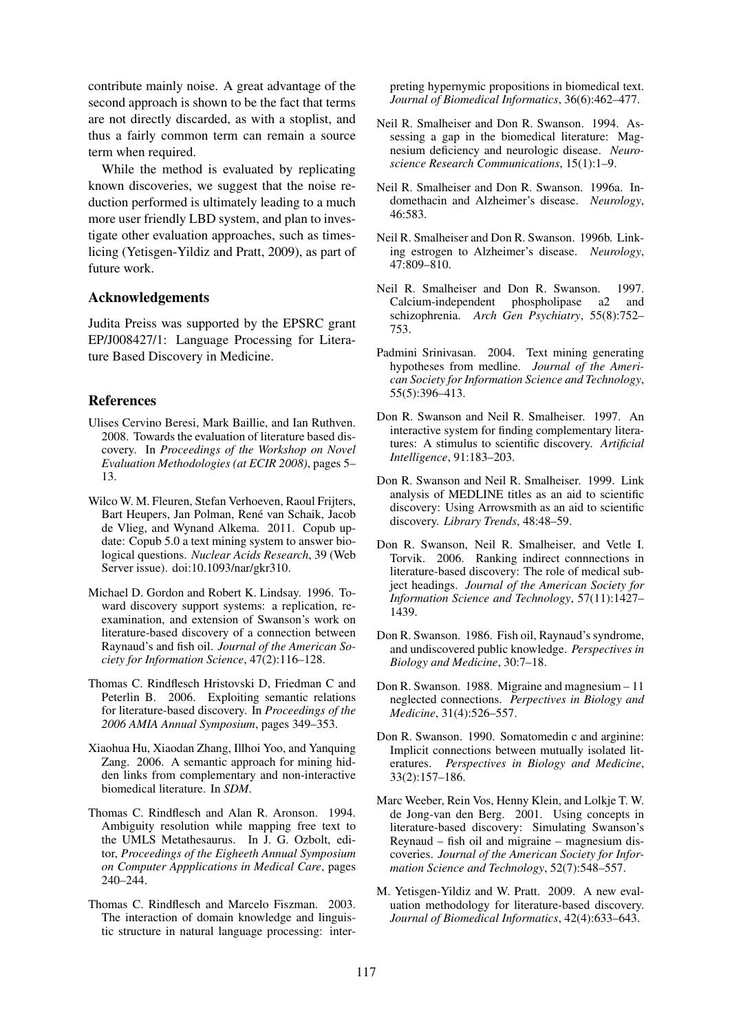contribute mainly noise. A great advantage of the second approach is shown to be the fact that terms are not directly discarded, as with a stoplist, and thus a fairly common term can remain a source term when required.

While the method is evaluated by replicating known discoveries, we suggest that the noise reduction performed is ultimately leading to a much more user friendly LBD system, and plan to investigate other evaluation approaches, such as timeslicing (Yetisgen-Yildiz and Pratt, 2009), as part of future work.

## Acknowledgements

Judita Preiss was supported by the EPSRC grant EP/J008427/1: Language Processing for Literature Based Discovery in Medicine.

## References

Ulises Cervino Beresi, Mark Baillie, and Ian Ruthven. 2008. Towards the evaluation of literature based discovery. In *Proceedings of the Workshop on Novel Evaluation Methodologies (at ECIR 2008)*, pages 5–13.

Wilco W. M. Fleuren, Stefan Verhoeven, Raoul Frijters, Bart Heupers, Jan Polman, René van Schaik, Jacob de Vlieg, and Wynand Alkema. 2011. Copub update: Copub 5.0 a text mining system to answer biological questions. *Nuclear Acids Research*, 39 (Web Server issue). doi:10.1093/nar/gkr310.

Michael D. Gordon and Robert K. Lindsay. 1996. Toward discovery support systems: a replication, reexamination, and extension of Swanson's work on literature-based discovery of a connection between Raynaud's and fish oil. *Journal of the American Society for Information Science*, 47(2):116–128.

Thomas C. Rindflesch Hristovski D, Friedman C and Peterlin B. 2006. Exploiting semantic relations for literature-based discovery. In *Proceedings of the 2006 AMIA Annual Symposium*, pages 349–353.

Xiaohua Hu, Xiaodan Zhang, Illhoi Yoo, and Yanquing Zang. 2006. A semantic approach for mining hidden links from complementary and non-interactive biomedical literature. In *SDM*.

Thomas C. Rindflesch and Alan R. Aronson. 1994. Ambiguity resolution while mapping free text to the UMLS Metathesaurus. In J. G. Ozbolt, editor, *Proceedings of the Eigheeth Annual Symposium on Computer Appplications in Medical Care*, pages 240–244.

Thomas C. Rindflesch and Marcelo Fiszman. 2003. The interaction of domain knowledge and linguistic structure in natural language processing: interpreting hypernymic propositions in biomedical text. *Journal of Biomedical Informatics*, 36(6):462–477.

Neil R. Smalheiser and Don R. Swanson. 1994. Assessing a gap in the biomedical literature: Magnesium deficiency and neurologic disease. *Neuroscience Research Communications*, 15(1):1–9.

Neil R. Smalheiser and Don R. Swanson. 1996a. Indomethacin and Alzheimer's disease. *Neurology*, 46:583.

Neil R. Smalheiser and Don R. Swanson. 1996b. Linking estrogen to Alzheimer's disease. *Neurology*, 47:809–810.

Neil R. Smalheiser and Don R. Swanson. 1997. Calcium-independent phospholipase a2 and schizophrenia. *Arch Gen Psychiatry*, 55(8):752–753.

Padmini Srinivasan. 2004. Text mining generating hypotheses from medline. *Journal of the American Society for Information Science and Technology*, 55(5):396–413.

Don R. Swanson and Neil R. Smalheiser. 1997. An interactive system for finding complementary literatures: A stimulus to scientific discovery. *Artificial Intelligence*, 91:183–203.

Don R. Swanson and Neil R. Smalheiser. 1999. Link analysis of MEDLINE titles as an aid to scientific discovery: Using Arrowsmith as an aid to scientific discovery. *Library Trends*, 48:48–59.

Don R. Swanson, Neil R. Smalheiser, and Vetle I. Torvik. 2006. Ranking indirect connnections in literature-based discovery: The role of medical subject headings. *Journal of the American Society for Information Science and Technology*, 57(11):1427–1439.

Don R. Swanson. 1986. Fish oil, Raynaud's syndrome, and undiscovered public knowledge. *Perspectives in Biology and Medicine*, 30:7–18.

Don R. Swanson. 1988. Migraine and magnesium – 11 neglected connections. *Perpectives in Biology and Medicine*, 31(4):526–557.

Don R. Swanson. 1990. Somatomedin c and arginine: Implicit connections between mutually isolated literatures. *Perspectives in Biology and Medicine*, 33(2):157–186.

Marc Weeber, Rein Vos, Henny Klein, and Lolkje T. W. de Jong-van den Berg. 2001. Using concepts in literature-based discovery: Simulating Swanson's Reynaud – fish oil and migraine – magnesium discoveries. *Journal of the American Society for Information Science and Technology*, 52(7):548–557.

M. Yetisgen-Yildiz and W. Pratt. 2009. A new evaluation methodology for literature-based discovery. *Journal of Biomedical Informatics*, 42(4):633–643.